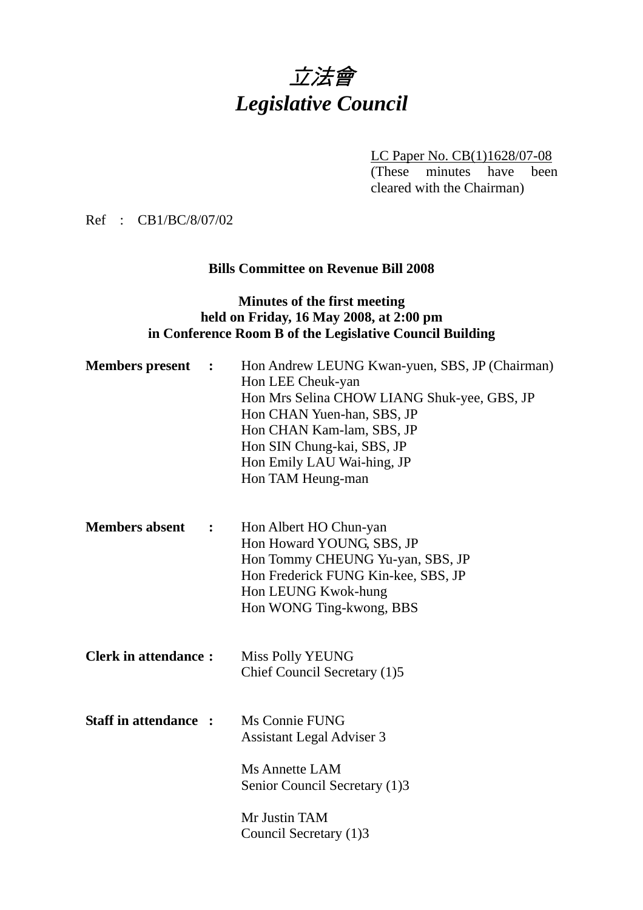# *立法會*
# *Legislative Council*

LC Paper No. CB(1)1628/07-08
(These minutes have been cleared with the Chairman)

Ref : CB1/BC/8/07/02

**Bills Committee on Revenue Bill 2008**

**Minutes of the first meeting held on Friday, 16 May 2008, at 2:00 pm in Conference Room B of the Legislative Council Building**

**Members present :**
Hon Andrew LEUNG Kwan-yuen, SBS, JP (Chairman)
Hon LEE Cheuk-yan
Hon Mrs Selina CHOW LIANG Shuk-yee, GBS, JP
Hon CHAN Yuen-han, SBS, JP
Hon CHAN Kam-lam, SBS, JP
Hon SIN Chung-kai, SBS, JP
Hon Emily LAU Wai-hing, JP
Hon TAM Heung-man

**Members absent :**
Hon Albert HO Chun-yan
Hon Howard YOUNG, SBS, JP
Hon Tommy CHEUNG Yu-yan, SBS, JP
Hon Frederick FUNG Kin-kee, SBS, JP
Hon LEUNG Kwok-hung
Hon WONG Ting-kwong, BBS

**Clerk in attendance :**
Miss Polly YEUNG
Chief Council Secretary (1)5

**Staff in attendance :**
Ms Connie FUNG
Assistant Legal Adviser 3

Ms Annette LAM
Senior Council Secretary (1)3

Mr Justin TAM
Council Secretary (1)3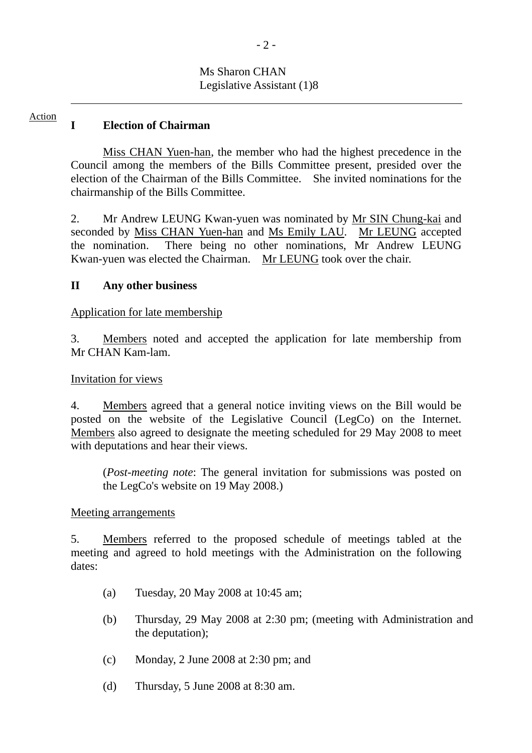Ms Sharon CHAN
Legislative Assistant (1)8

---

Action

## I Election of Chairman

Miss CHAN Yuen-han, the member who had the highest precedence in the Council among the members of the Bills Committee present, presided over the election of the Chairman of the Bills Committee. She invited nominations for the chairmanship of the Bills Committee.

2. Mr Andrew LEUNG Kwan-yuen was nominated by Mr SIN Chung-kai and seconded by Miss CHAN Yuen-han and Ms Emily LAU. Mr LEUNG accepted the nomination. There being no other nominations, Mr Andrew LEUNG Kwan-yuen was elected the Chairman. Mr LEUNG took over the chair.

## II Any other business

Application for late membership

3. Members noted and accepted the application for late membership from Mr CHAN Kam-lam.

Invitation for views

4. Members agreed that a general notice inviting views on the Bill would be posted on the website of the Legislative Council (LegCo) on the Internet. Members also agreed to designate the meeting scheduled for 29 May 2008 to meet with deputations and hear their views.

(*Post-meeting note*: The general invitation for submissions was posted on the LegCo's website on 19 May 2008.)

Meeting arrangements

5. Members referred to the proposed schedule of meetings tabled at the meeting and agreed to hold meetings with the Administration on the following dates:

(a) Tuesday, 20 May 2008 at 10:45 am;

(b) Thursday, 29 May 2008 at 2:30 pm; (meeting with Administration and the deputation);

(c) Monday, 2 June 2008 at 2:30 pm; and

(d) Thursday, 5 June 2008 at 8:30 am.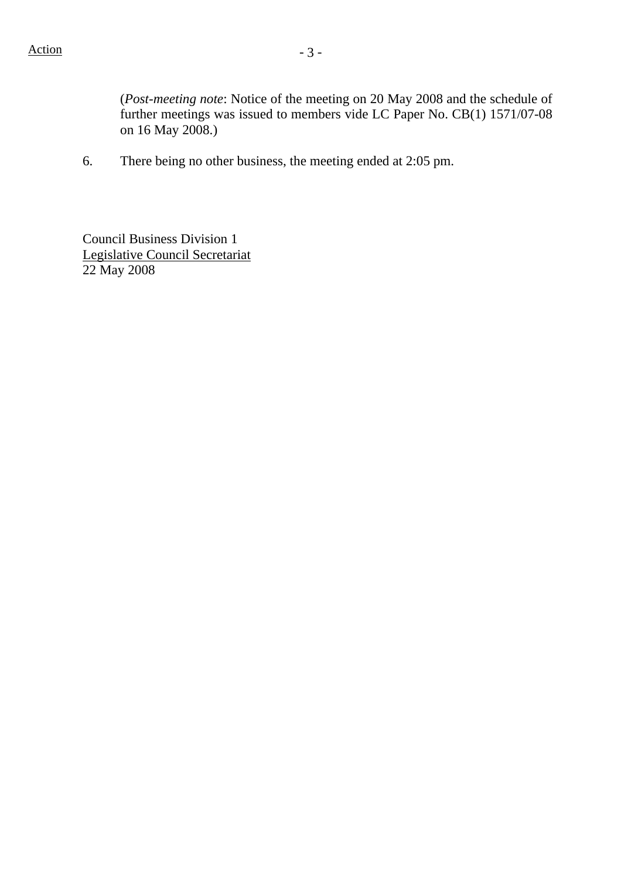Action

(*Post-meeting note*: Notice of the meeting on 20 May 2008 and the schedule of further meetings was issued to members vide LC Paper No. CB(1) 1571/07-08 on 16 May 2008.)

6. There being no other business, the meeting ended at 2:05 pm.

Council Business Division 1
Legislative Council Secretariat
22 May 2008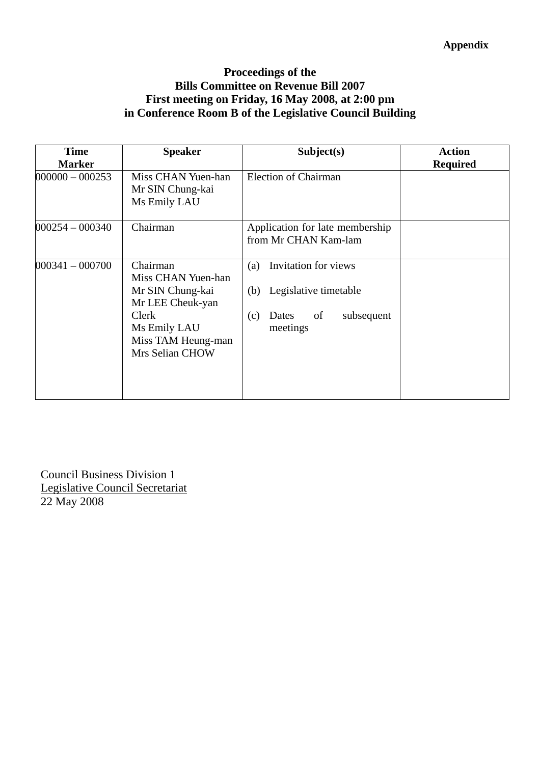**Appendix**

**Proceedings of the**
**Bills Committee on Revenue Bill 2007**
**First meeting on Friday, 16 May 2008, at 2:00 pm**
**in Conference Room B of the Legislative Council Building**

| Time Marker | Speaker | Subject(s) | Action Required |
|---|---|---|---|
| 000000 – 000253 | Miss CHAN Yuen-han<br>Mr SIN Chung-kai<br>Ms Emily LAU | Election of Chairman | |
| 000254 – 000340 | Chairman | Application for late membership from Mr CHAN Kam-lam | |
| 000341 – 000700 | Chairman<br>Miss CHAN Yuen-han<br>Mr SIN Chung-kai<br>Mr LEE Cheuk-yan<br>Clerk<br>Ms Emily LAU<br>Miss TAM Heung-man<br>Mrs Selian CHOW | (a) Invitation for views<br><br>(b) Legislative timetable<br><br>(c) Dates of subsequent meetings | |

Council Business Division 1
Legislative Council Secretariat
22 May 2008